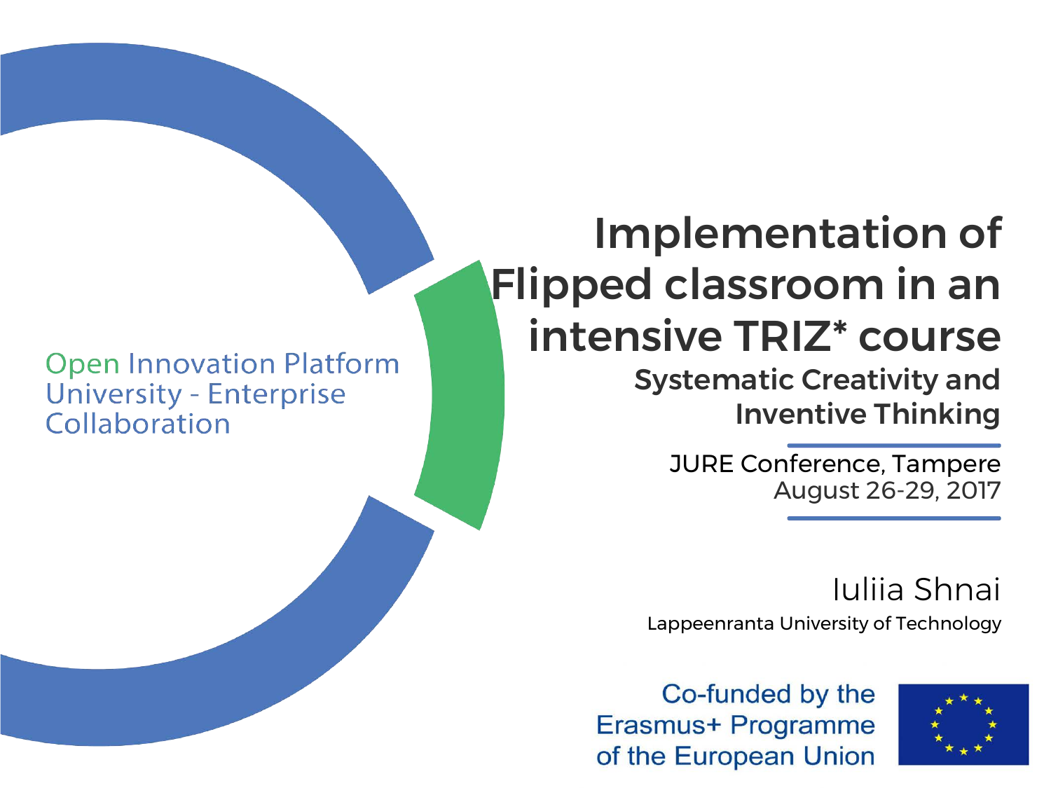# Implementation of Flipped classroom in an intensive TRIZ* course

## Systematic Creativity and Inventive Thinking

JURE Conference, Tampere
August 26-29, 2017

Open Innovation Platform
University - Enterprise
Collaboration

Iuliia Shnai

Lappeenranta University of Technology

Co-funded by the Erasmus+ Programme of the European Union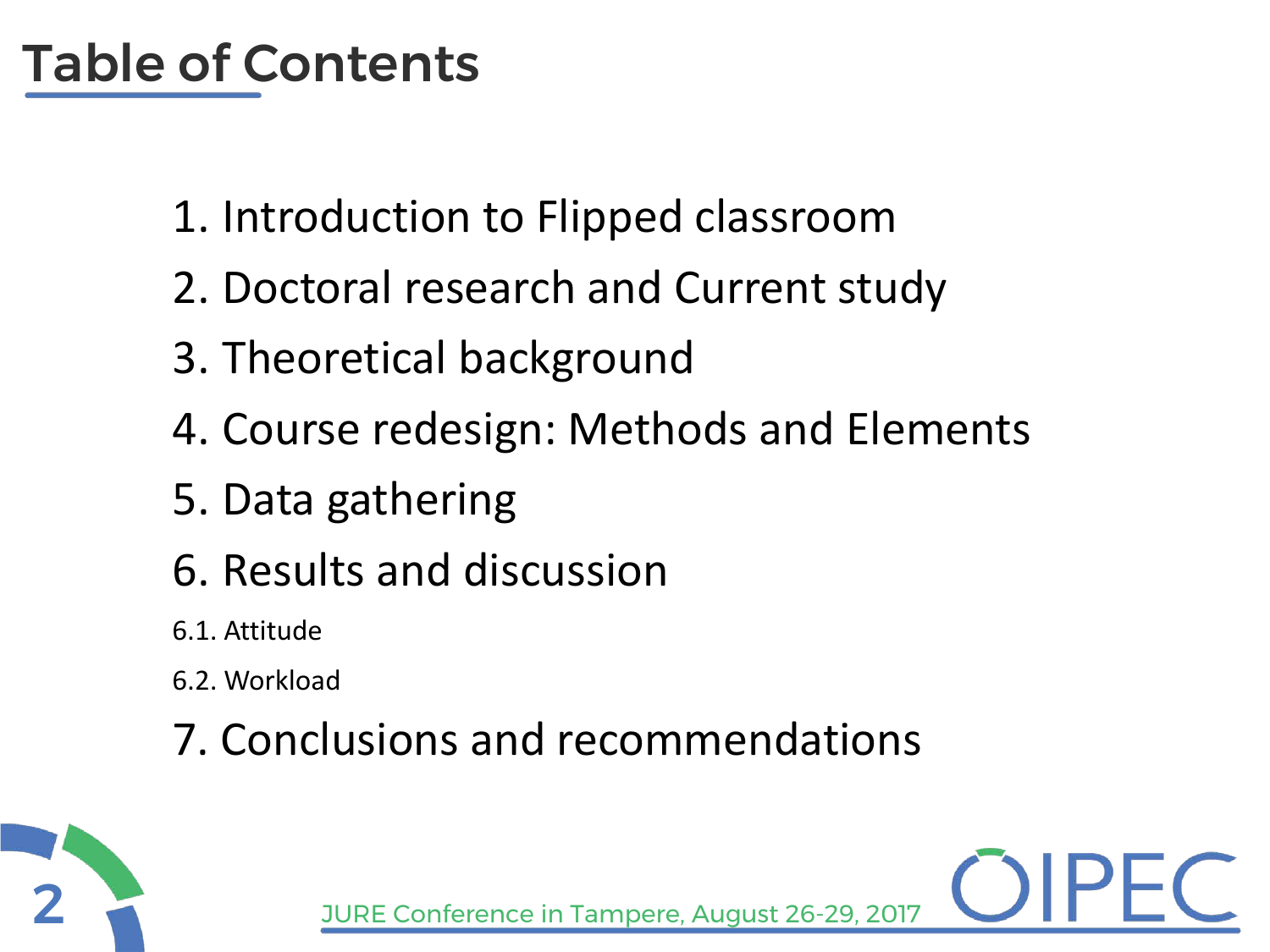# Table of Contents

1. Introduction to Flipped classroom
2. Doctoral research and Current study
3. Theoretical background
4. Course redesign: Methods and Elements
5. Data gathering
6. Results and discussion

   6.1. Attitude

   6.2. Workload
7. Conclusions and recommendations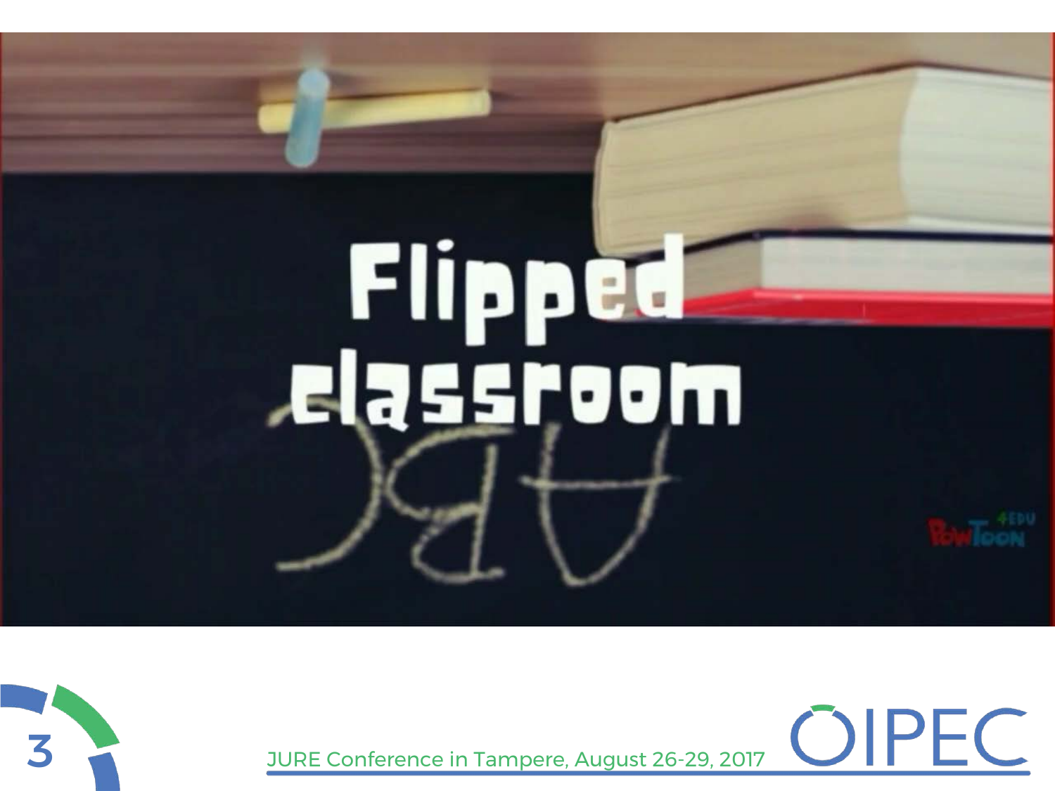# Flipped classroom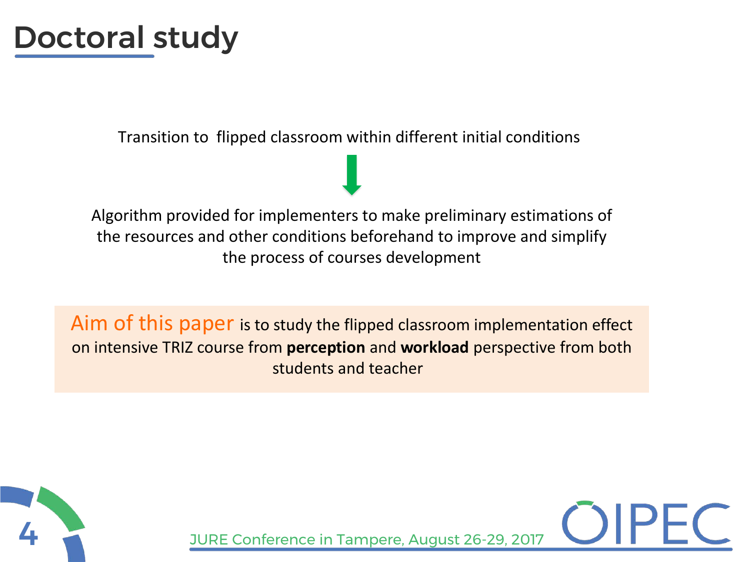# Doctoral study

Transition to flipped classroom within different initial conditions

↓

Algorithm provided for implementers to make preliminary estimations of the resources and other conditions beforehand to improve and simplify the process of courses development

Aim of this paper is to study the flipped classroom implementation effect on intensive TRIZ course from **perception** and **workload** perspective from both students and teacher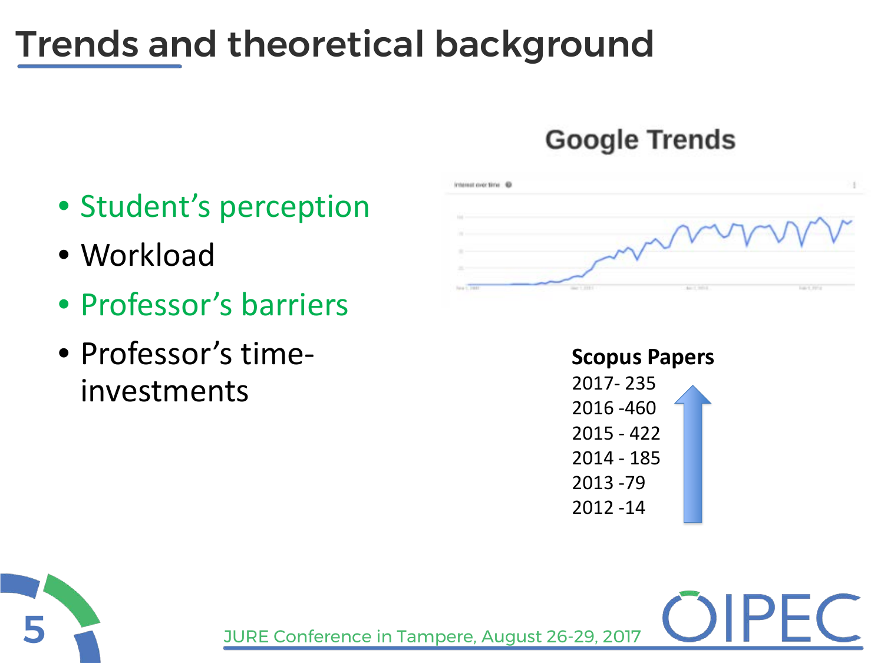# Trends and theoretical background

- Student's perception
- Workload
- Professor's barriers
- Professor's time-investments

**Google Trends**

**Scopus Papers**

2017- 235
2016 -460
2015 - 422
2014 - 185
2013 -79
2012 -14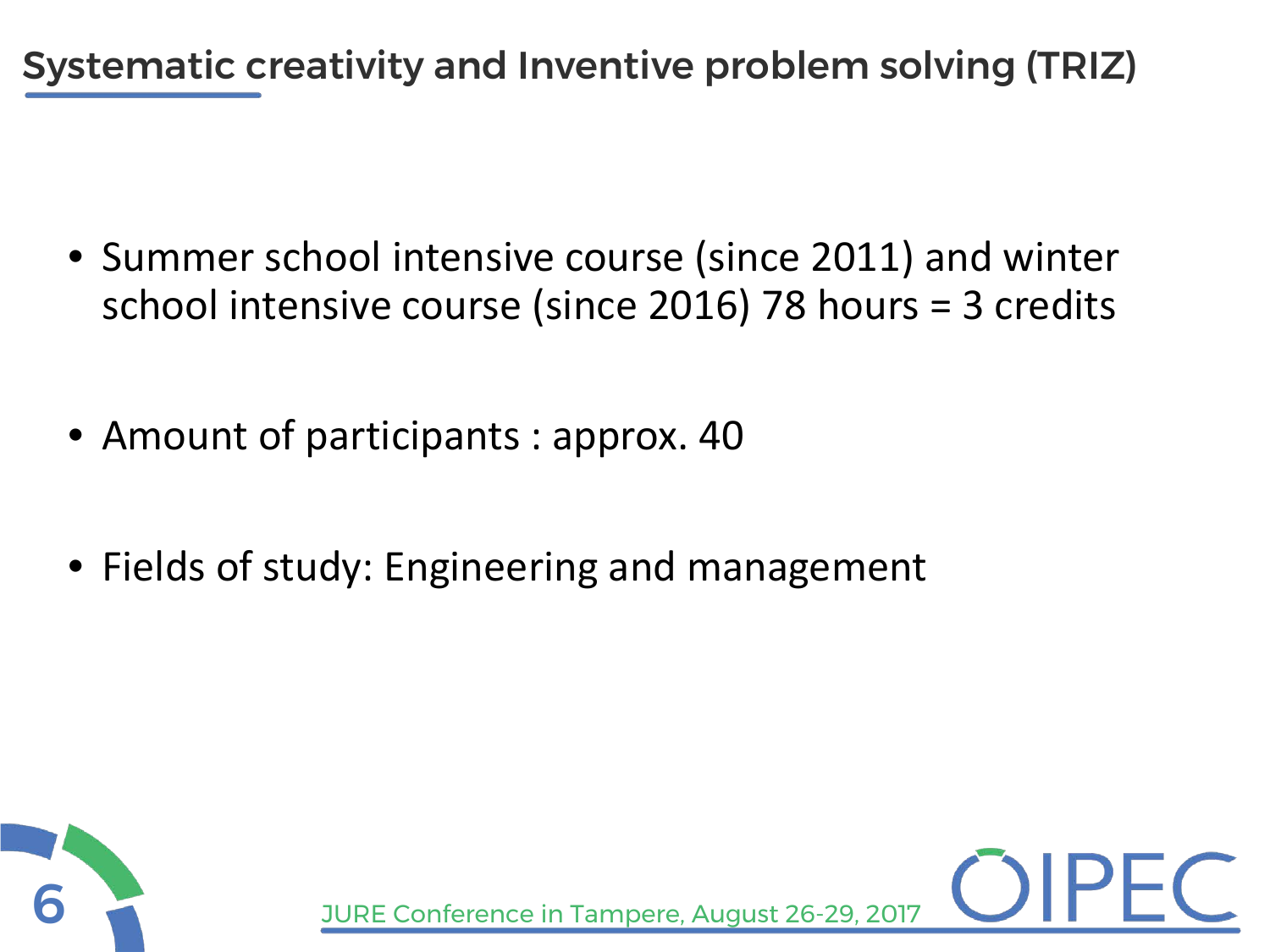# Systematic creativity and Inventive problem solving (TRIZ)

- Summer school intensive course (since 2011) and winter school intensive course (since 2016) 78 hours = 3 credits
- Amount of participants : approx. 40
- Fields of study: Engineering and management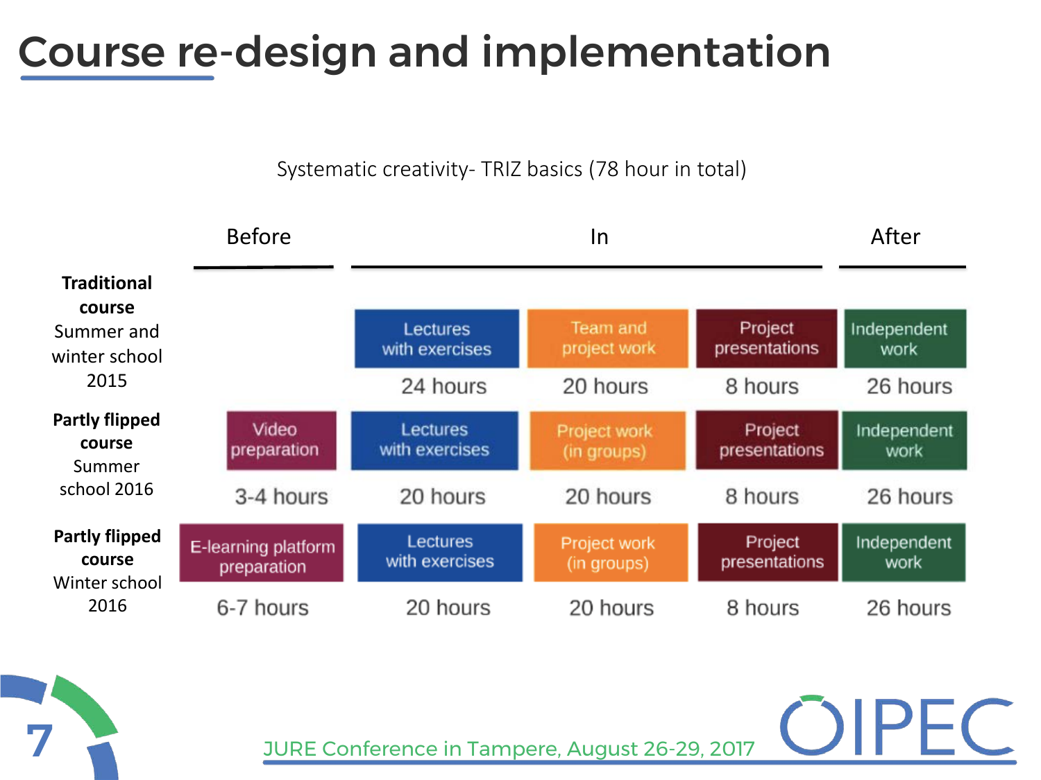# Course re-design and implementation

Systematic creativity- TRIZ basics (78 hour in total)

| | Before | In | | | After |
|---|---|---|---|---|---|
| **Traditional course** Summer and winter school 2015 | | Lectures with exercises<br>24 hours | Team and project work<br>20 hours | Project presentations<br>8 hours | Independent work<br>26 hours |
| **Partly flipped course** Summer school 2016 | Video preparation<br>3-4 hours | Lectures with exercises<br>20 hours | Project work (in groups)<br>20 hours | Project presentations<br>8 hours | Independent work<br>26 hours |
| **Partly flipped course** Winter school 2016 | E-learning platform preparation<br>6-7 hours | Lectures with exercises<br>20 hours | Project work (in groups)<br>20 hours | Project presentations<br>8 hours | Independent work<br>26 hours |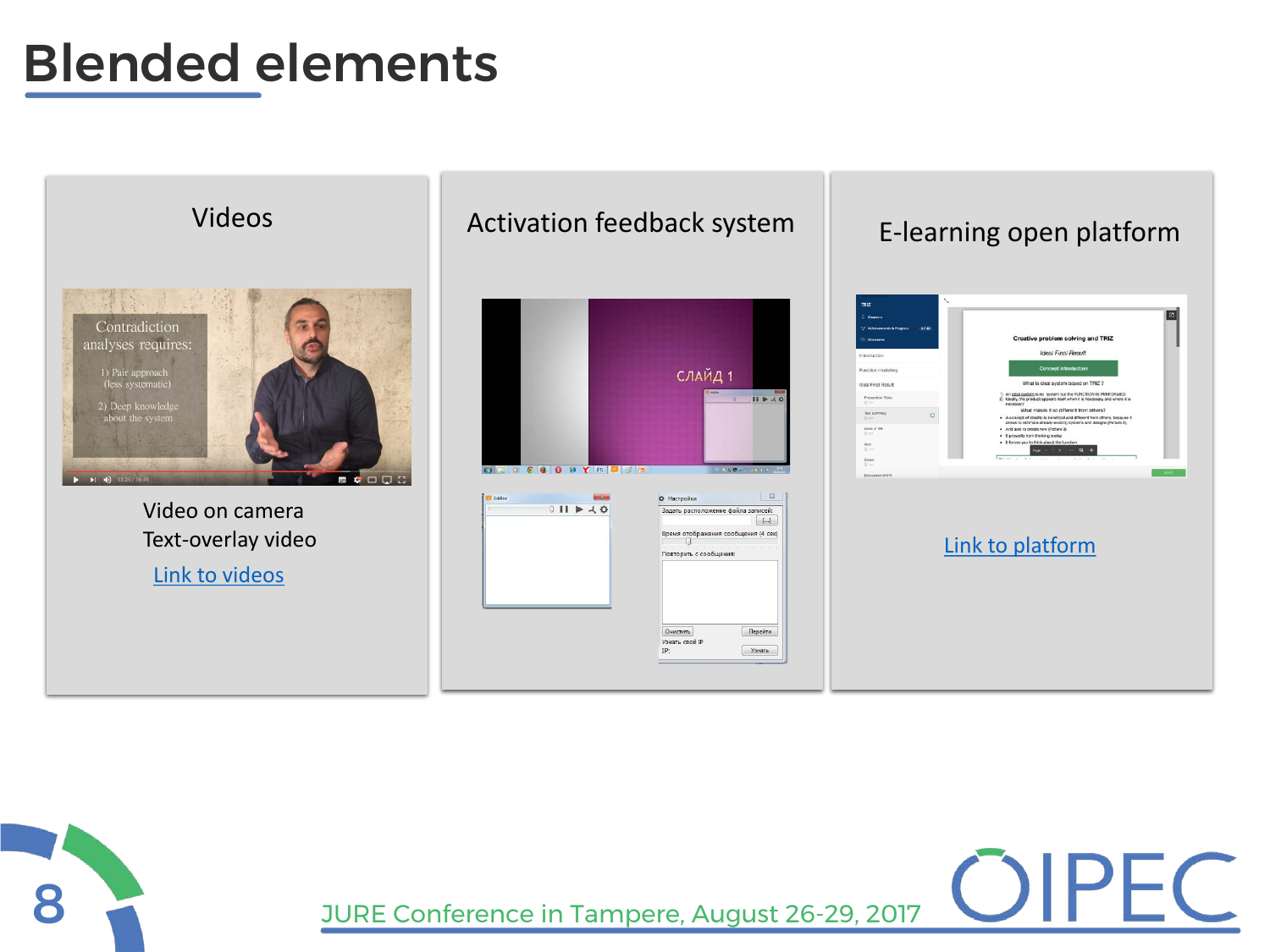# Blended elements

## Videos

Video on camera
Text-overlay video

Link to videos

## Activation feedback system

## E-learning open platform

Link to platform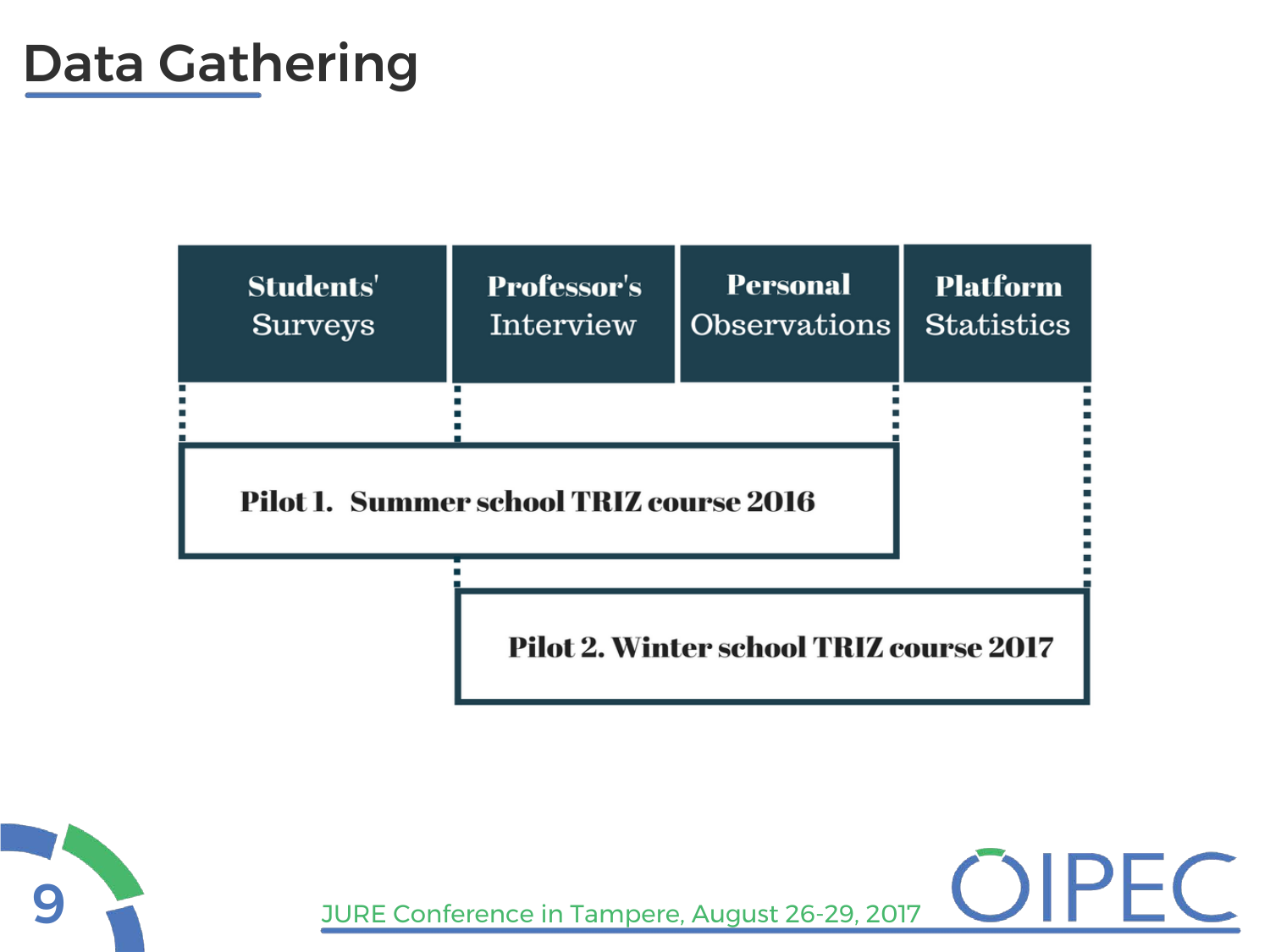# Data Gathering

| Students' Surveys | Professor's Interview | Personal Observations | Platform Statistics |
|---|---|---|---|

**Pilot 1. Summer school TRIZ course 2016**

**Pilot 2. Winter school TRIZ course 2017**

JURE Conference in Tampere, August 26-29, 2017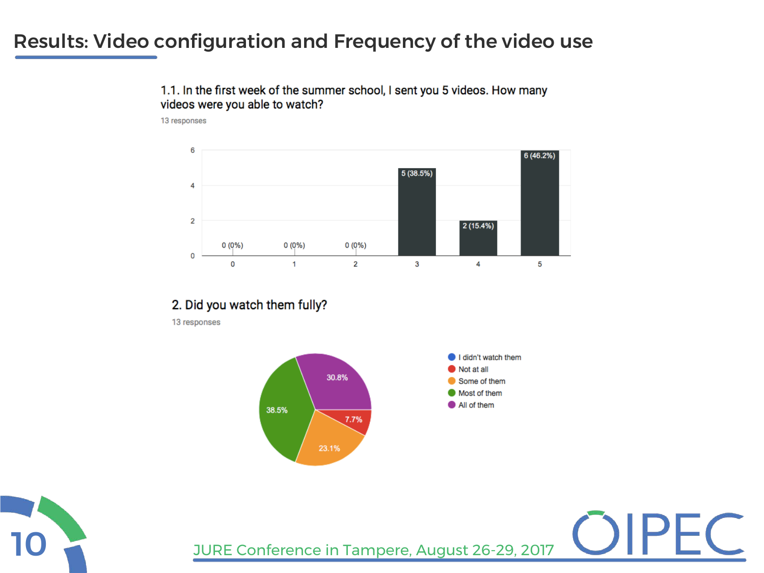# Results: Video configuration and Frequency of the video use

1.1. In the first week of the summer school, I sent you 5 videos. How many videos were you able to watch?

13 responses

| Number of videos | Responses |
|---|---|
| 0 | 0 (0%) |
| 1 | 0 (0%) |
| 2 | 0 (0%) |
| 3 | 5 (38.5%) |
| 4 | 2 (15.4%) |
| 5 | 6 (46.2%) |

2. Did you watch them fully?

13 responses

| Answer | Percentage |
|---|---|
| I didn't watch them | |
| Not at all | 7.7% |
| Some of them | 23.1% |
| Most of them | 38.5% |
| All of them | 30.8% |

JURE Conference in Tampere, August 26-29, 2017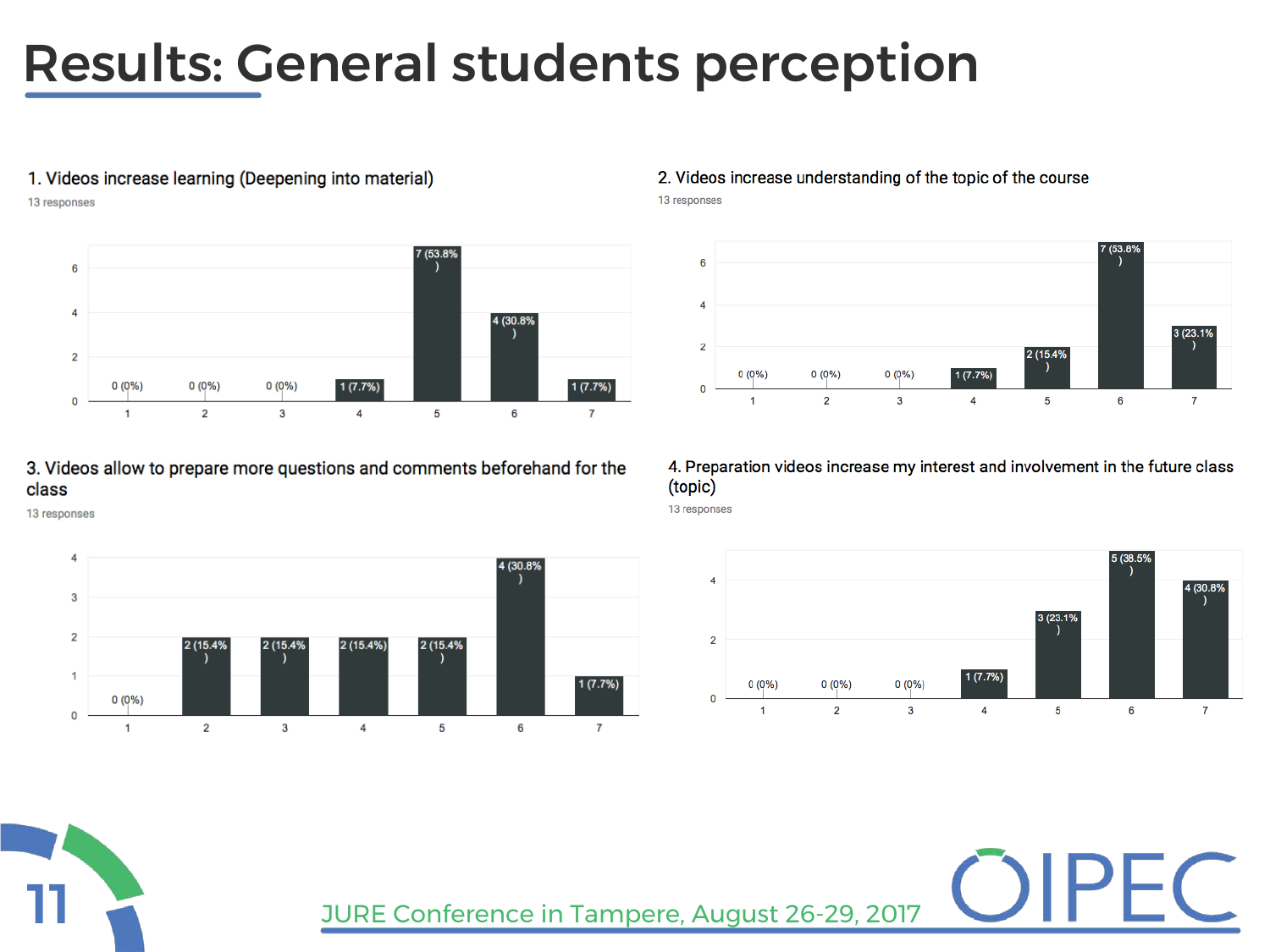# Results: General students perception

### 1. Videos increase learning (Deepening into material)

13 responses

| Rating | 1 | 2 | 3 | 4 | 5 | 6 | 7 |
|---|---|---|---|---|---|---|---|
| Responses | 0 (0%) | 0 (0%) | 0 (0%) | 1 (7.7%) | 7 (53.8%) | 4 (30.8%) | 1 (7.7%) |

### 2. Videos increase understanding of the topic of the course

13 responses

| Rating | 1 | 2 | 3 | 4 | 5 | 6 | 7 |
|---|---|---|---|---|---|---|---|
| Responses | 0 (0%) | 0 (0%) | 0 (0%) | 1 (7.7%) | 2 (15.4%) | 7 (53.8%) | 3 (23.1%) |

### 3. Videos allow to prepare more questions and comments beforehand for the class

13 responses

| Rating | 1 | 2 | 3 | 4 | 5 | 6 | 7 |
|---|---|---|---|---|---|---|---|
| Responses | 0 (0%) | 2 (15.4%) | 2 (15.4%) | 2 (15.4%) | 2 (15.4%) | 4 (30.8%) | 1 (7.7%) |

### 4. Preparation videos increase my interest and involvement in the future class (topic)

13 responses

| Rating | 1 | 2 | 3 | 4 | 5 | 6 | 7 |
|---|---|---|---|---|---|---|---|
| Responses | 0 (0%) | 0 (0%) | 0 (0%) | 1 (7.7%) | 3 (23.1%) | 5 (38.5%) | 4 (30.8%) |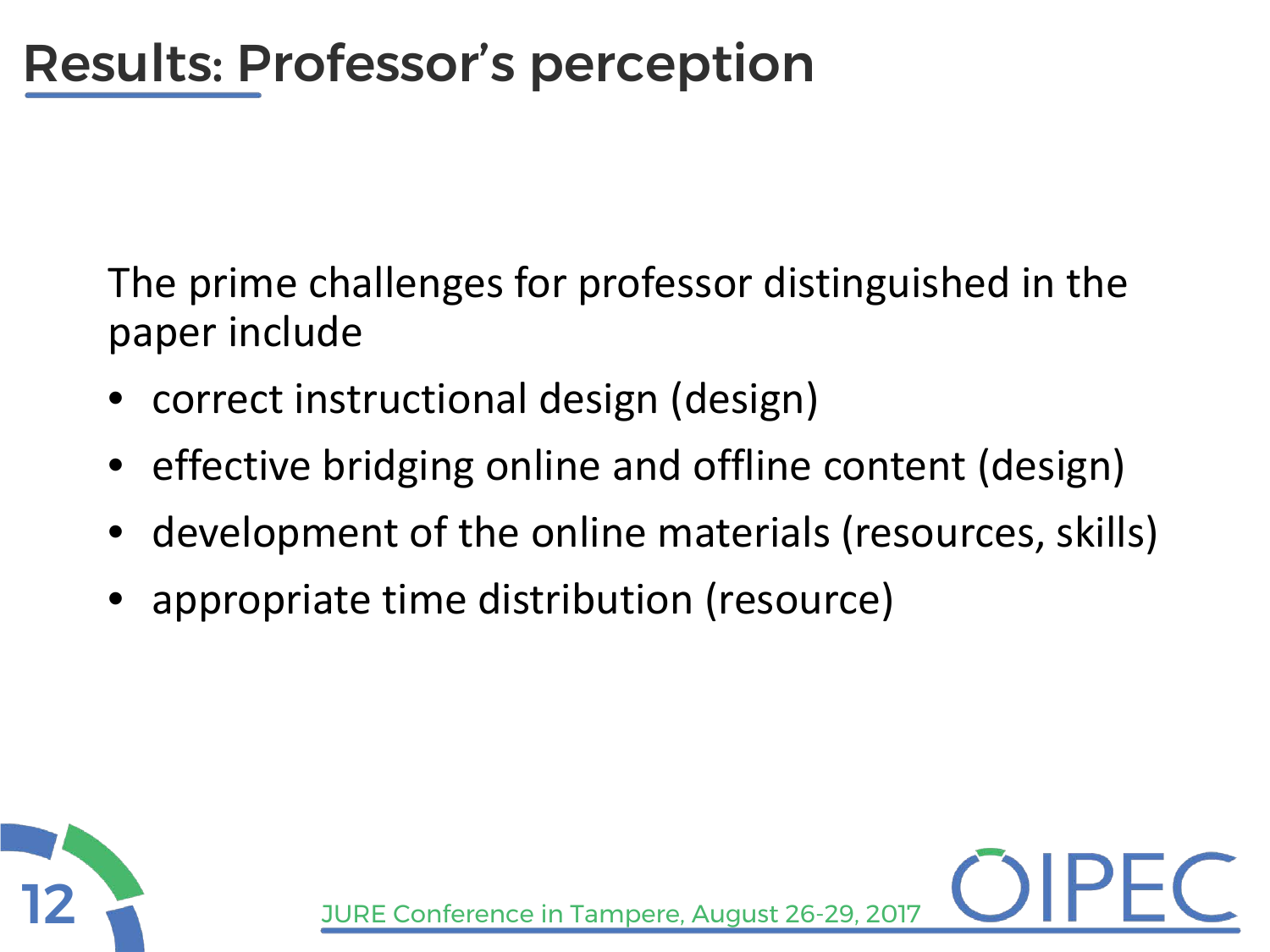# Results: Professor's perception

The prime challenges for professor distinguished in the paper include

- correct instructional design (design)
- effective bridging online and offline content (design)
- development of the online materials (resources, skills)
- appropriate time distribution (resource)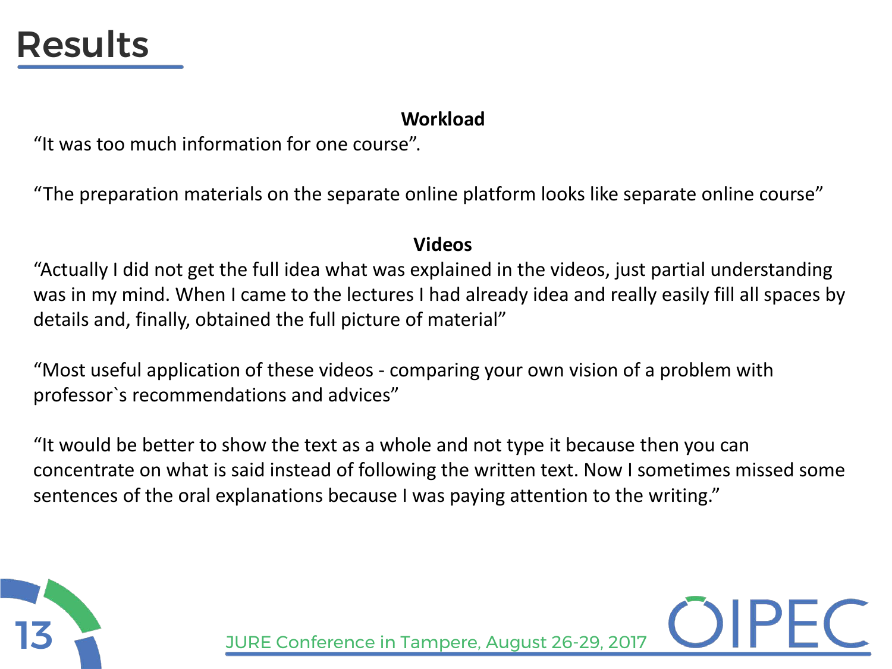# Results

**Workload**

"It was too much information for one course".

"The preparation materials on the separate online platform looks like separate online course"

**Videos**

"Actually I did not get the full idea what was explained in the videos, just partial understanding was in my mind. When I came to the lectures I had already idea and really easily fill all spaces by details and, finally, obtained the full picture of material"

"Most useful application of these videos - comparing your own vision of a problem with professor`s recommendations and advices"

"It would be better to show the text as a whole and not type it because then you can concentrate on what is said instead of following the written text. Now I sometimes missed some sentences of the oral explanations because I was paying attention to the writing."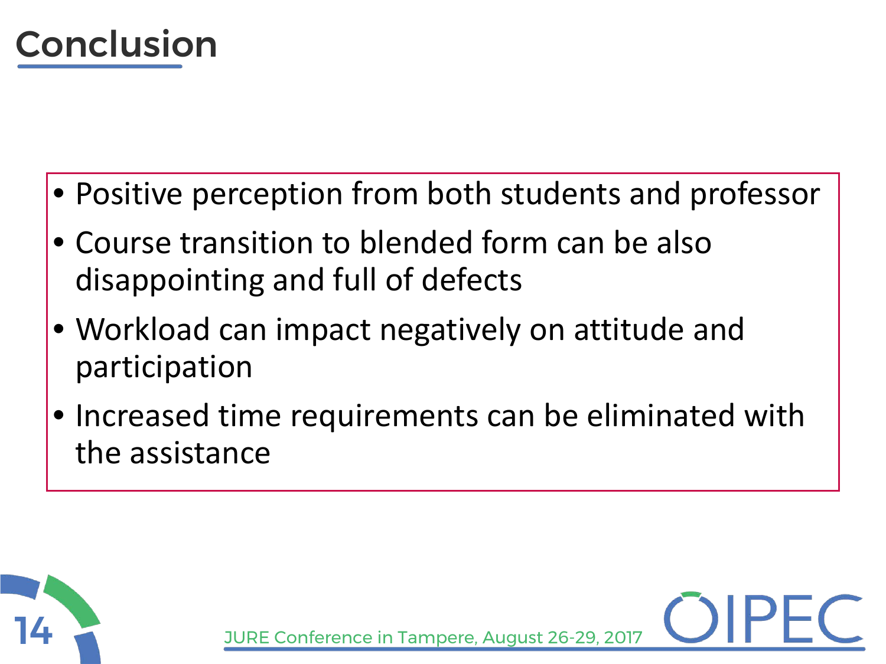# Conclusion

- Positive perception from both students and professor
- Course transition to blended form can be also disappointing and full of defects
- Workload can impact negatively on attitude and participation
- Increased time requirements can be eliminated with the assistance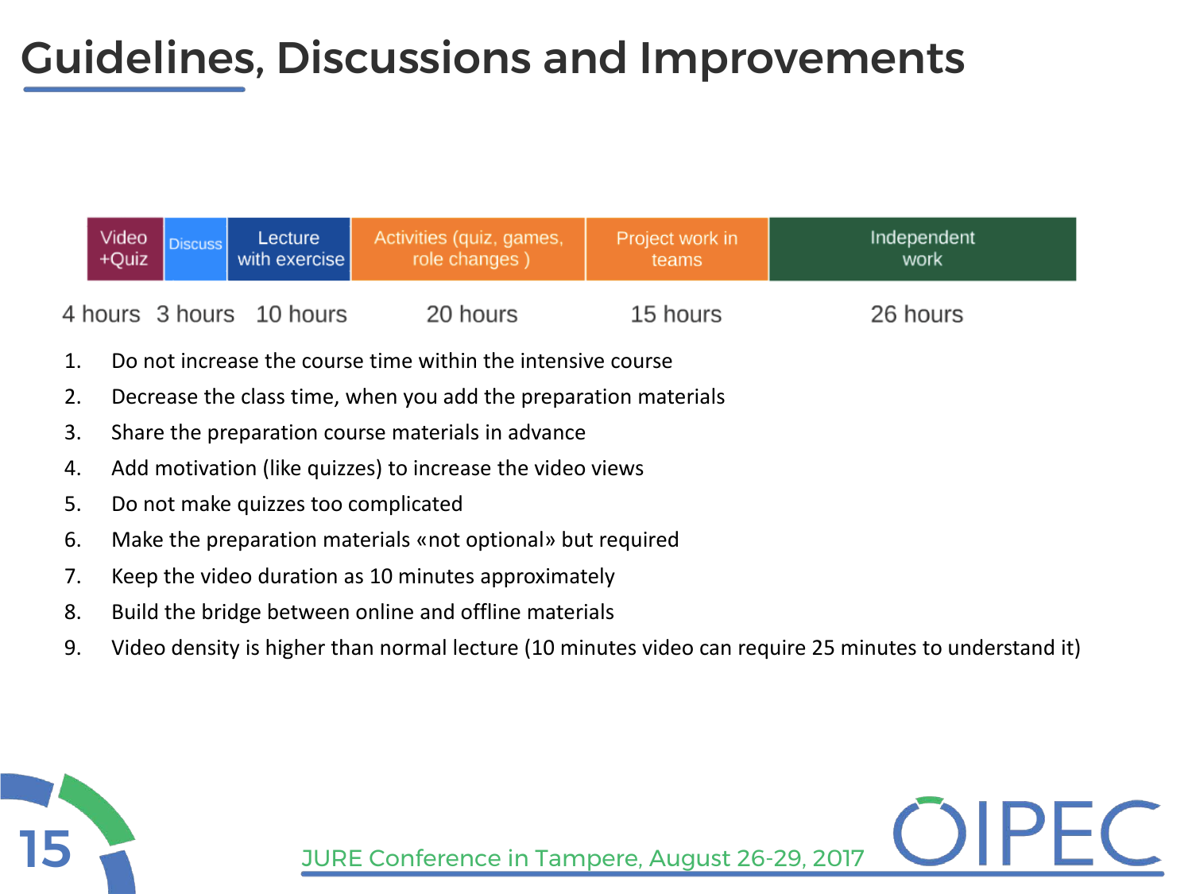# Guidelines, Discussions and Improvements

| Video +Quiz | Discuss | Lecture with exercise | Activities (quiz, games, role changes ) | Project work in teams | Independent work |
|---|---|---|---|---|---|
| 4 hours | 3 hours | 10 hours | 20 hours | 15 hours | 26 hours |

1. Do not increase the course time within the intensive course
2. Decrease the class time, when you add the preparation materials
3. Share the preparation course materials in advance
4. Add motivation (like quizzes) to increase the video views
5. Do not make quizzes too complicated
6. Make the preparation materials «not optional» but required
7. Keep the video duration as 10 minutes approximately
8. Build the bridge between online and offline materials
9. Video density is higher than normal lecture (10 minutes video can require 25 minutes to understand it)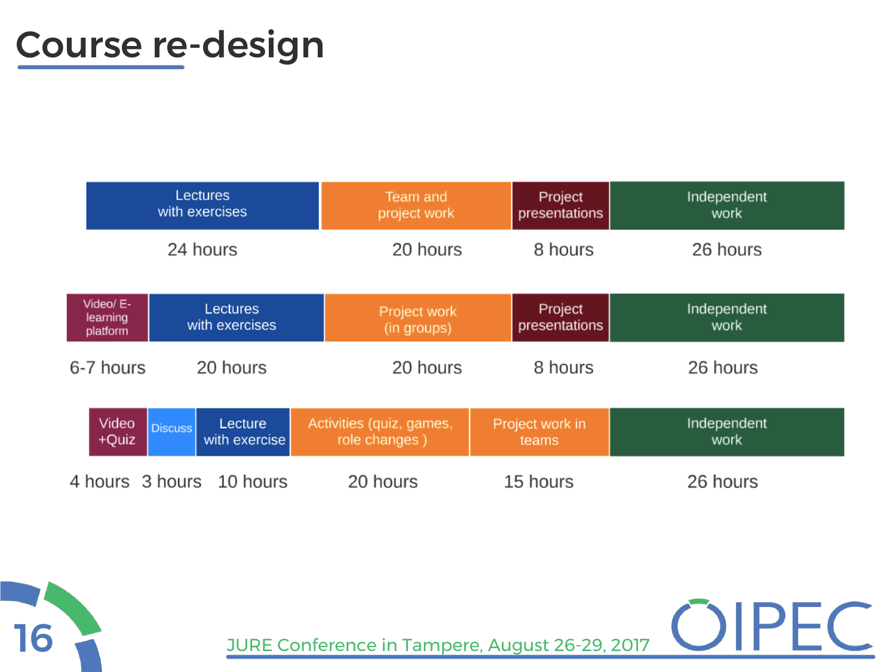# Course re-design

| Lectures with exercises | Team and project work | Project presentations | Independent work |
|---|---|---|---|
| 24 hours | 20 hours | 8 hours | 26 hours |

| Video/ E-learning platform | Lectures with exercises | Project work (in groups) | Project presentations | Independent work |
|---|---|---|---|---|
| 6-7 hours | 20 hours | 20 hours | 8 hours | 26 hours |

| Video +Quiz | Discuss | Lecture with exercise | Activities (quiz, games, role changes ) | Project work in teams | Independent work |
|---|---|---|---|---|---|
| 4 hours | 3 hours | 10 hours | 20 hours | 15 hours | 26 hours |

JURE Conference in Tampere, August 26-29, 2017

OIPEC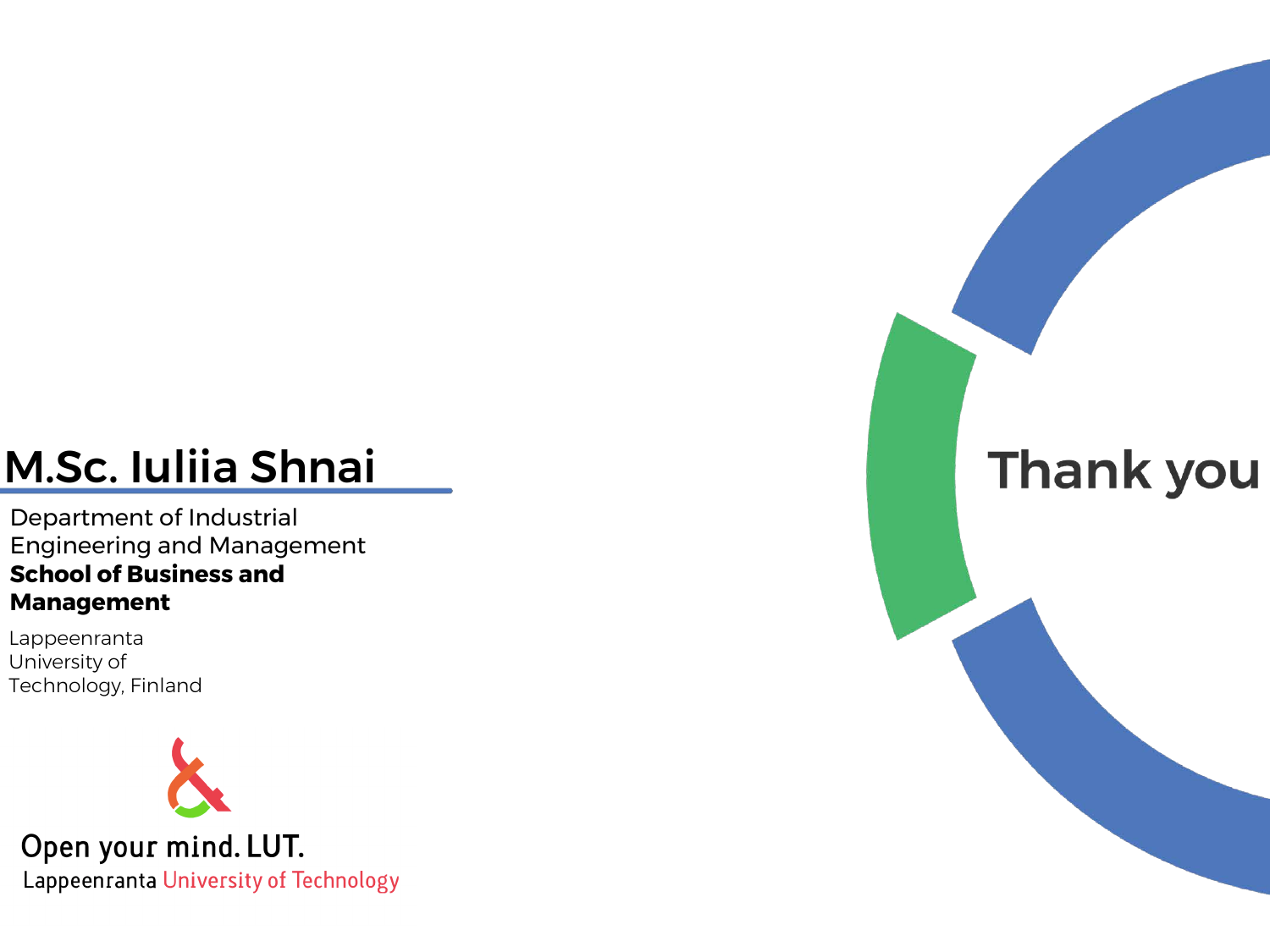# M.Sc. Iuliia Shnai

Department of Industrial Engineering and Management
**School of Business and Management**

Lappeenranta University of Technology, Finland

Open your mind. LUT.
Lappeenranta University of Technology

Thank you